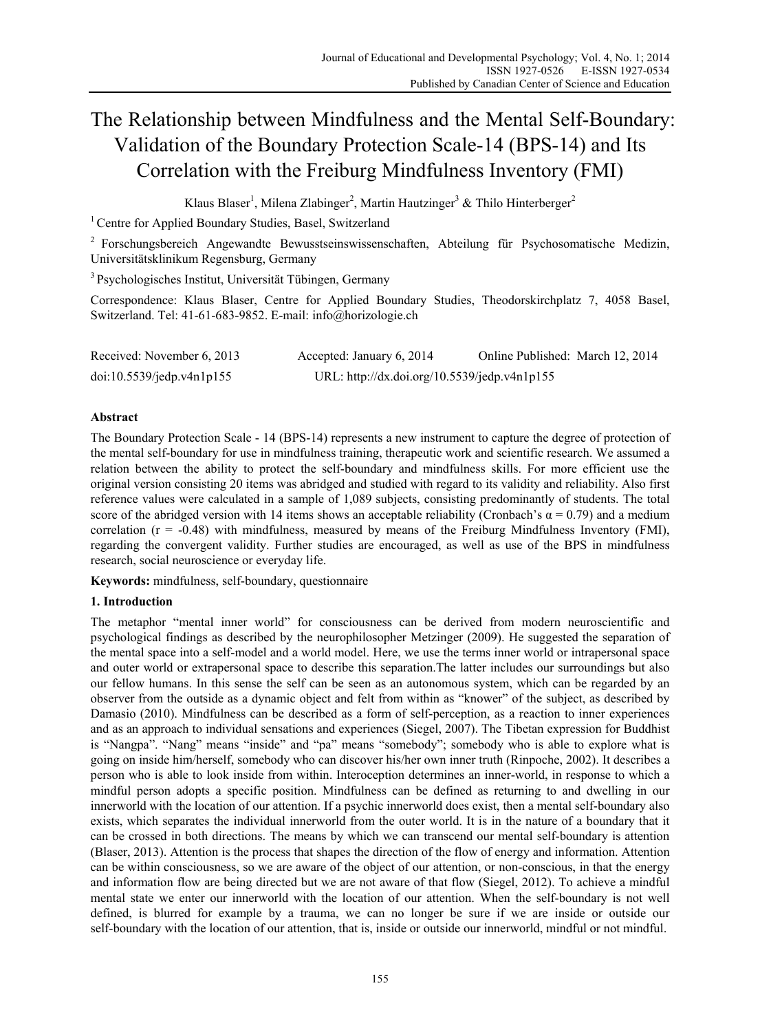# The Relationship between Mindfulness and the Mental Self-Boundary: Validation of the Boundary Protection Scale-14 (BPS-14) and Its Correlation with the Freiburg Mindfulness Inventory (FMI)

Klaus Blaser[1], Milena Zlabinger[2], Martin Hautzinger[3] & Thilo Hinterberger[2]

[1] Centre for Applied Boundary Studies, Basel, Switzerland

[2] Forschungsbereich Angewandte Bewusstseinswissenschaften, Abteilung für Psychosomatische Medizin, Universitätsklinikum Regensburg, Germany

[3] Psychologisches Institut, Universität Tübingen, Germany

Correspondence: Klaus Blaser, Centre for Applied Boundary Studies, Theodorskirchplatz 7, 4058 Basel, Switzerland. Tel: 41-61-683-9852. E-mail: info@horizologie.ch

Received: November 6, 2013 Accepted: January 6, 2014 Online Published: March 12, 2014

doi:10.5539/jedp.v4n1p155 URL: http://dx.doi.org/10.5539/jedp.v4n1p155

**Abstract**

The Boundary Protection Scale - 14 (BPS-14) represents a new instrument to capture the degree of protection of the mental self-boundary for use in mindfulness training, therapeutic work and scientific research. We assumed a relation between the ability to protect the self-boundary and mindfulness skills. For more efficient use the original version consisting 20 items was abridged and studied with regard to its validity and reliability. Also first reference values were calculated in a sample of 1,089 subjects, consisting predominantly of students. The total score of the abridged version with 14 items shows an acceptable reliability (Cronbach's $\alpha = 0.79$) and a medium correlation ($r = -0.48$) with mindfulness, measured by means of the Freiburg Mindfulness Inventory (FMI), regarding the convergent validity. Further studies are encouraged, as well as use of the BPS in mindfulness research, social neuroscience or everyday life.

**Keywords:** mindfulness, self-boundary, questionnaire

## 1. Introduction

The metaphor "mental inner world" for consciousness can be derived from modern neuroscientific and psychological findings as described by the neurophilosopher Metzinger (2009). He suggested the separation of the mental space into a self-model and a world model. Here, we use the terms inner world or intrapersonal space and outer world or extrapersonal space to describe this separation.The latter includes our surroundings but also our fellow humans. In this sense the self can be seen as an autonomous system, which can be regarded by an observer from the outside as a dynamic object and felt from within as "knower" of the subject, as described by Damasio (2010). Mindfulness can be described as a form of self-perception, as a reaction to inner experiences and as an approach to individual sensations and experiences (Siegel, 2007). The Tibetan expression for Buddhist is "Nangpa". "Nang" means "inside" and "pa" means "somebody"; somebody who is able to explore what is going on inside him/herself, somebody who can discover his/her own inner truth (Rinpoche, 2002). It describes a person who is able to look inside from within. Interoception determines an inner-world, in response to which a mindful person adopts a specific position. Mindfulness can be defined as returning to and dwelling in our innerworld with the location of our attention. If a psychic innerworld does exist, then a mental self-boundary also exists, which separates the individual innerworld from the outer world. It is in the nature of a boundary that it can be crossed in both directions. The means by which we can transcend our mental self-boundary is attention (Blaser, 2013). Attention is the process that shapes the direction of the flow of energy and information. Attention can be within consciousness, so we are aware of the object of our attention, or non-conscious, in that the energy and information flow are being directed but we are not aware of that flow (Siegel, 2012). To achieve a mindful mental state we enter our innerworld with the location of our attention. When the self-boundary is not well defined, is blurred for example by a trauma, we can no longer be sure if we are inside or outside our self-boundary with the location of our attention, that is, inside or outside our innerworld, mindful or not mindful.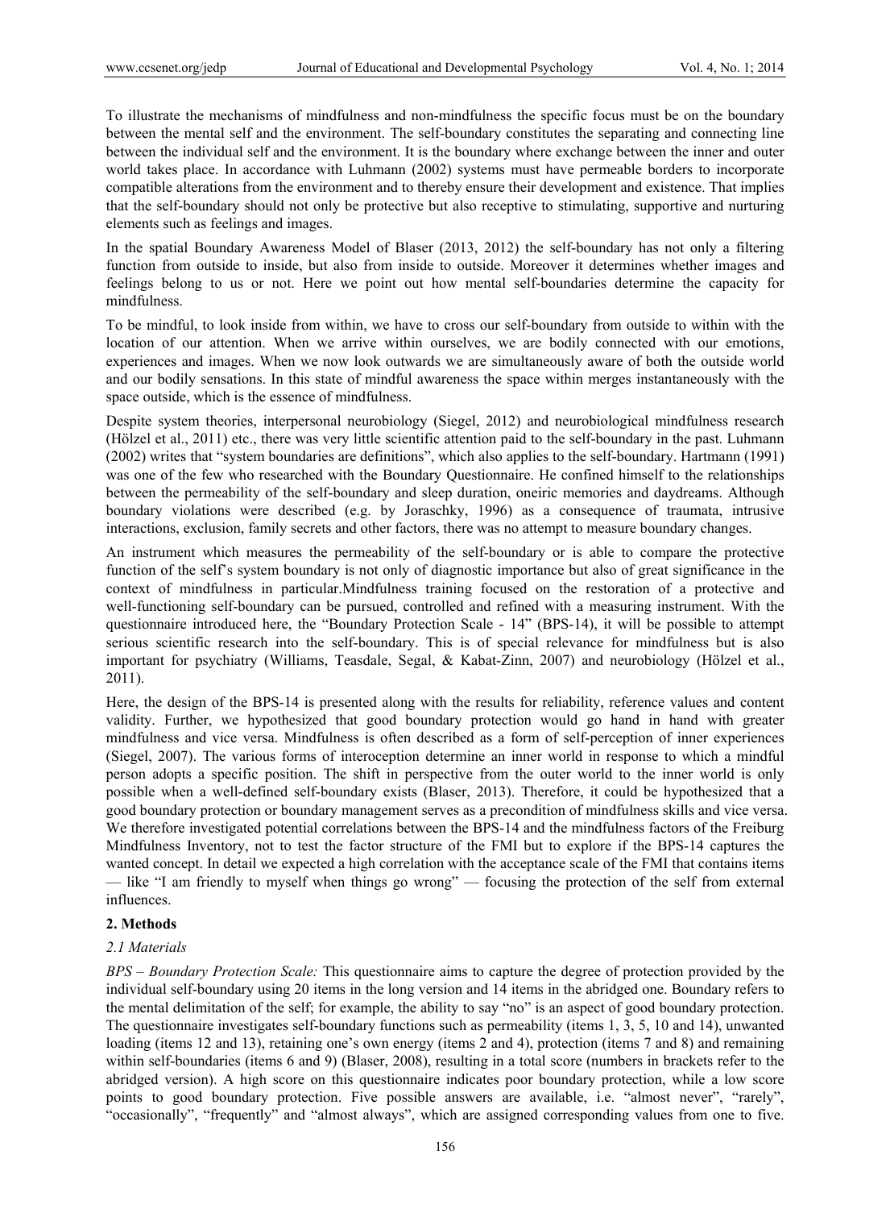To illustrate the mechanisms of mindfulness and non-mindfulness the specific focus must be on the boundary between the mental self and the environment. The self-boundary constitutes the separating and connecting line between the individual self and the environment. It is the boundary where exchange between the inner and outer world takes place. In accordance with Luhmann (2002) systems must have permeable borders to incorporate compatible alterations from the environment and to thereby ensure their development and existence. That implies that the self-boundary should not only be protective but also receptive to stimulating, supportive and nurturing elements such as feelings and images.

In the spatial Boundary Awareness Model of Blaser (2013, 2012) the self-boundary has not only a filtering function from outside to inside, but also from inside to outside. Moreover it determines whether images and feelings belong to us or not. Here we point out how mental self-boundaries determine the capacity for mindfulness.

To be mindful, to look inside from within, we have to cross our self-boundary from outside to within with the location of our attention. When we arrive within ourselves, we are bodily connected with our emotions, experiences and images. When we now look outwards we are simultaneously aware of both the outside world and our bodily sensations. In this state of mindful awareness the space within merges instantaneously with the space outside, which is the essence of mindfulness.

Despite system theories, interpersonal neurobiology (Siegel, 2012) and neurobiological mindfulness research (Hölzel et al., 2011) etc., there was very little scientific attention paid to the self-boundary in the past. Luhmann (2002) writes that "system boundaries are definitions", which also applies to the self-boundary. Hartmann (1991) was one of the few who researched with the Boundary Questionnaire. He confined himself to the relationships between the permeability of the self-boundary and sleep duration, oneiric memories and daydreams. Although boundary violations were described (e.g. by Joraschky, 1996) as a consequence of traumata, intrusive interactions, exclusion, family secrets and other factors, there was no attempt to measure boundary changes.

An instrument which measures the permeability of the self-boundary or is able to compare the protective function of the self's system boundary is not only of diagnostic importance but also of great significance in the context of mindfulness in particular.Mindfulness training focused on the restoration of a protective and well-functioning self-boundary can be pursued, controlled and refined with a measuring instrument. With the questionnaire introduced here, the "Boundary Protection Scale - 14" (BPS-14), it will be possible to attempt serious scientific research into the self-boundary. This is of special relevance for mindfulness but is also important for psychiatry (Williams, Teasdale, Segal, & Kabat-Zinn, 2007) and neurobiology (Hölzel et al., 2011).

Here, the design of the BPS-14 is presented along with the results for reliability, reference values and content validity. Further, we hypothesized that good boundary protection would go hand in hand with greater mindfulness and vice versa. Mindfulness is often described as a form of self-perception of inner experiences (Siegel, 2007). The various forms of interoception determine an inner world in response to which a mindful person adopts a specific position. The shift in perspective from the outer world to the inner world is only possible when a well-defined self-boundary exists (Blaser, 2013). Therefore, it could be hypothesized that a good boundary protection or boundary management serves as a precondition of mindfulness skills and vice versa. We therefore investigated potential correlations between the BPS-14 and the mindfulness factors of the Freiburg Mindfulness Inventory, not to test the factor structure of the FMI but to explore if the BPS-14 captures the wanted concept. In detail we expected a high correlation with the acceptance scale of the FMI that contains items — like "I am friendly to myself when things go wrong" — focusing the protection of the self from external influences.

## 2. Methods

### *2.1 Materials*

*BPS – Boundary Protection Scale:* This questionnaire aims to capture the degree of protection provided by the individual self-boundary using 20 items in the long version and 14 items in the abridged one. Boundary refers to the mental delimitation of the self; for example, the ability to say "no" is an aspect of good boundary protection. The questionnaire investigates self-boundary functions such as permeability (items 1, 3, 5, 10 and 14), unwanted loading (items 12 and 13), retaining one's own energy (items 2 and 4), protection (items 7 and 8) and remaining within self-boundaries (items 6 and 9) (Blaser, 2008), resulting in a total score (numbers in brackets refer to the abridged version). A high score on this questionnaire indicates poor boundary protection, while a low score points to good boundary protection. Five possible answers are available, i.e. "almost never", "rarely", "occasionally", "frequently" and "almost always", which are assigned corresponding values from one to five.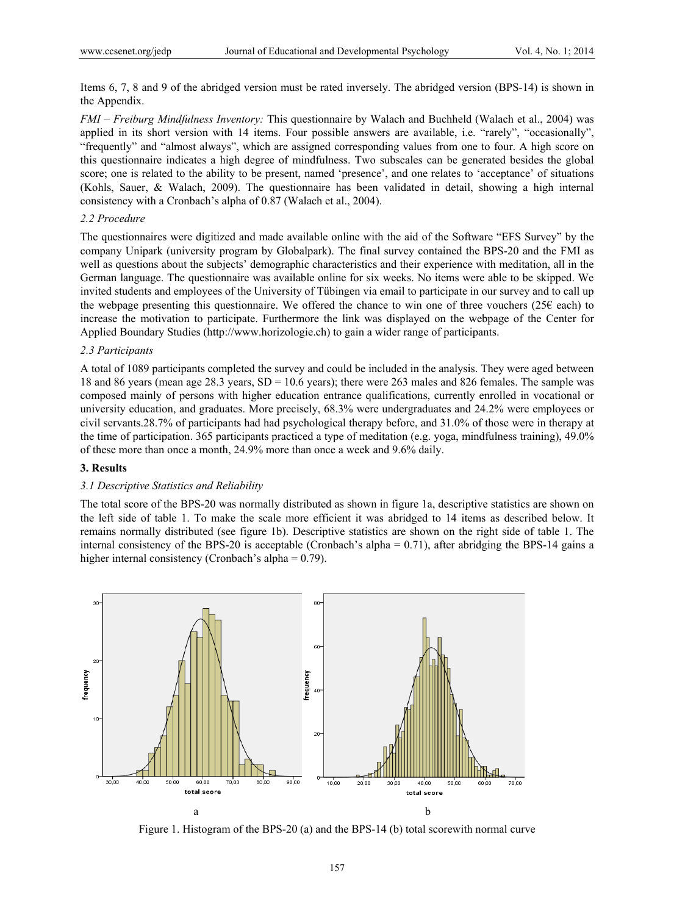Items 6, 7, 8 and 9 of the abridged version must be rated inversely. The abridged version (BPS-14) is shown in the Appendix.

*FMI – Freiburg Mindfulness Inventory:* This questionnaire by Walach and Buchheld (Walach et al., 2004) was applied in its short version with 14 items. Four possible answers are available, i.e. "rarely", "occasionally", "frequently" and "almost always", which are assigned corresponding values from one to four. A high score on this questionnaire indicates a high degree of mindfulness. Two subscales can be generated besides the global score; one is related to the ability to be present, named 'presence', and one relates to 'acceptance' of situations (Kohls, Sauer, & Walach, 2009). The questionnaire has been validated in detail, showing a high internal consistency with a Cronbach's alpha of 0.87 (Walach et al., 2004).

### 2.2 Procedure

The questionnaires were digitized and made available online with the aid of the Software "EFS Survey" by the company Unipark (university program by Globalpark). The final survey contained the BPS-20 and the FMI as well as questions about the subjects' demographic characteristics and their experience with meditation, all in the German language. The questionnaire was available online for six weeks. No items were able to be skipped. We invited students and employees of the University of Tübingen via email to participate in our survey and to call up the webpage presenting this questionnaire. We offered the chance to win one of three vouchers (25€ each) to increase the motivation to participate. Furthermore the link was displayed on the webpage of the Center for Applied Boundary Studies (http://www.horizologie.ch) to gain a wider range of participants.

### 2.3 Participants

A total of 1089 participants completed the survey and could be included in the analysis. They were aged between 18 and 86 years (mean age 28.3 years, SD = 10.6 years); there were 263 males and 826 females. The sample was composed mainly of persons with higher education entrance qualifications, currently enrolled in vocational or university education, and graduates. More precisely, 68.3% were undergraduates and 24.2% were employees or civil servants.28.7% of participants had had psychological therapy before, and 31.0% of those were in therapy at the time of participation. 365 participants practiced a type of meditation (e.g. yoga, mindfulness training), 49.0% of these more than once a month, 24.9% more than once a week and 9.6% daily.

## 3. Results

### 3.1 Descriptive Statistics and Reliability

The total score of the BPS-20 was normally distributed as shown in figure 1a, descriptive statistics are shown on the left side of table 1. To make the scale more efficient it was abridged to 14 items as described below. It remains normally distributed (see figure 1b). Descriptive statistics are shown on the right side of table 1. The internal consistency of the BPS-20 is acceptable (Cronbach's alpha = 0.71), after abridging the BPS-14 gains a higher internal consistency (Cronbach's alpha = 0.79).

frequency
30
20
10
0
30,00 40,00 50,00 60,00 70,00 80,00 90,00
total score

a

frequency
80
60
40
20
0
10.00 20.00 30.00 40.00 50.00 60.00 70.00
total score

b

Figure 1. Histogram of the BPS-20 (a) and the BPS-14 (b) total scorewith normal curve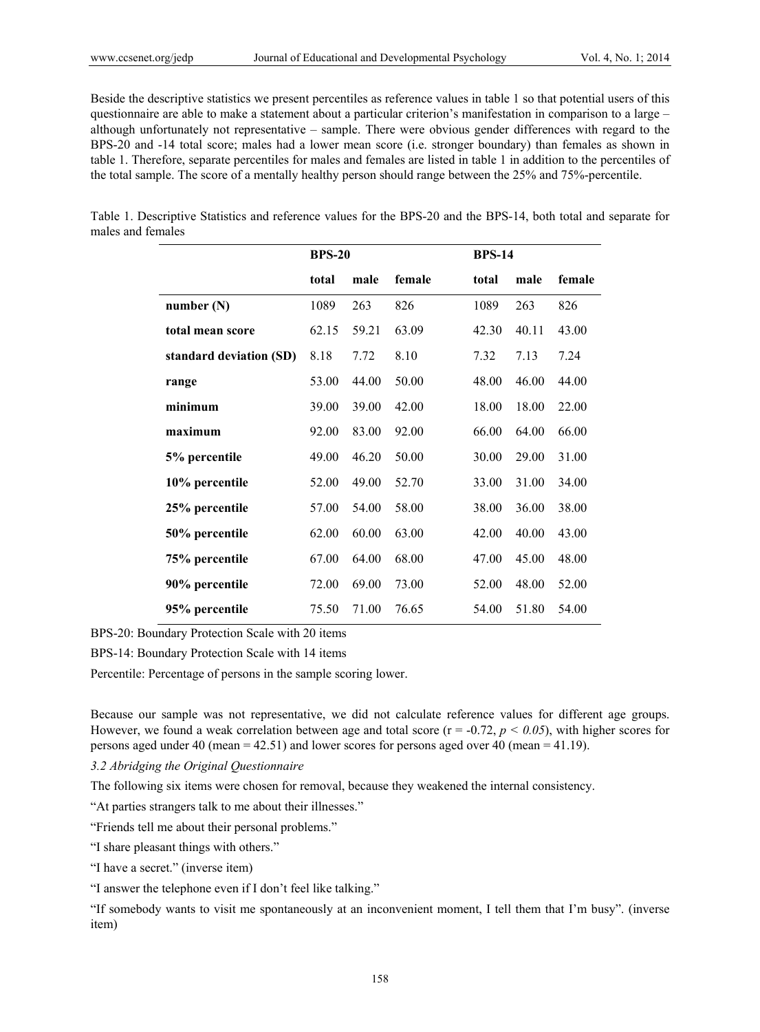Beside the descriptive statistics we present percentiles as reference values in table 1 so that potential users of this questionnaire are able to make a statement about a particular criterion's manifestation in comparison to a large – although unfortunately not representative – sample. There were obvious gender differences with regard to the BPS-20 and -14 total score; males had a lower mean score (i.e. stronger boundary) than females as shown in table 1. Therefore, separate percentiles for males and females are listed in table 1 in addition to the percentiles of the total sample. The score of a mentally healthy person should range between the 25% and 75%-percentile.

Table 1. Descriptive Statistics and reference values for the BPS-20 and the BPS-14, both total and separate for males and females

| | **BPS-20** | | | **BPS-14** | | |
|---|---|---|---|---|---|---|
| | **total** | **male** | **female** | **total** | **male** | **female** |
| **number (N)** | 1089 | 263 | 826 | 1089 | 263 | 826 |
| **total mean score** | 62.15 | 59.21 | 63.09 | 42.30 | 40.11 | 43.00 |
| **standard deviation (SD)** | 8.18 | 7.72 | 8.10 | 7.32 | 7.13 | 7.24 |
| **range** | 53.00 | 44.00 | 50.00 | 48.00 | 46.00 | 44.00 |
| **minimum** | 39.00 | 39.00 | 42.00 | 18.00 | 18.00 | 22.00 |
| **maximum** | 92.00 | 83.00 | 92.00 | 66.00 | 64.00 | 66.00 |
| **5% percentile** | 49.00 | 46.20 | 50.00 | 30.00 | 29.00 | 31.00 |
| **10% percentile** | 52.00 | 49.00 | 52.70 | 33.00 | 31.00 | 34.00 |
| **25% percentile** | 57.00 | 54.00 | 58.00 | 38.00 | 36.00 | 38.00 |
| **50% percentile** | 62.00 | 60.00 | 63.00 | 42.00 | 40.00 | 43.00 |
| **75% percentile** | 67.00 | 64.00 | 68.00 | 47.00 | 45.00 | 48.00 |
| **90% percentile** | 72.00 | 69.00 | 73.00 | 52.00 | 48.00 | 52.00 |
| **95% percentile** | 75.50 | 71.00 | 76.65 | 54.00 | 51.80 | 54.00 |

BPS-20: Boundary Protection Scale with 20 items

BPS-14: Boundary Protection Scale with 14 items

Percentile: Percentage of persons in the sample scoring lower.

Because our sample was not representative, we did not calculate reference values for different age groups. However, we found a weak correlation between age and total score ($r = -0.72$, $p < 0.05$), with higher scores for persons aged under 40 (mean = 42.51) and lower scores for persons aged over 40 (mean = 41.19).

### *3.2 Abridging the Original Questionnaire*

The following six items were chosen for removal, because they weakened the internal consistency.

"At parties strangers talk to me about their illnesses."

"Friends tell me about their personal problems."

"I share pleasant things with others."

"I have a secret." (inverse item)

"I answer the telephone even if I don't feel like talking."

"If somebody wants to visit me spontaneously at an inconvenient moment, I tell them that I'm busy". (inverse item)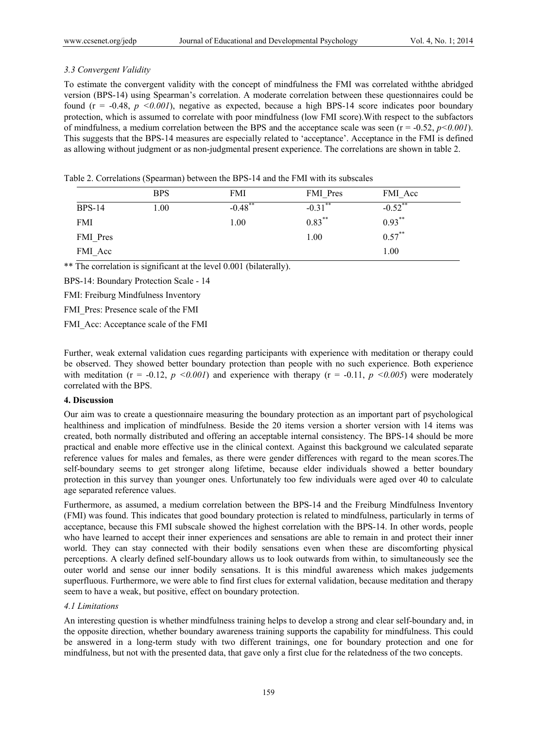### *3.3 Convergent Validity*

To estimate the convergent validity with the concept of mindfulness the FMI was correlated withthe abridged version (BPS-14) using Spearman's correlation. A moderate correlation between these questionnaires could be found ($r = -0.48$, $p < 0.001$), negative as expected, because a high BPS-14 score indicates poor boundary protection, which is assumed to correlate with poor mindfulness (low FMI score).With respect to the subfactors of mindfulness, a medium correlation between the BPS and the acceptance scale was seen ($r = -0.52$, $p<0.001$). This suggests that the BPS-14 measures are especially related to 'acceptance'. Acceptance in the FMI is defined as allowing without judgment or as non-judgmental present experience. The correlations are shown in table 2.

Table 2. Correlations (Spearman) between the BPS-14 and the FMI with its subscales

| | BPS | FMI | FMI_Pres | FMI_Acc |
|---|---|---|---|---|
| BPS-14 | 1.00 | -0.48** | -0.31** | -0.52** |
| FMI | | 1.00 | 0.83** | 0.93** |
| FMI_Pres | | | 1.00 | 0.57** |
| FMI_Acc | | | | 1.00 |

** The correlation is significant at the level 0.001 (bilaterally).

BPS-14: Boundary Protection Scale - 14

FMI: Freiburg Mindfulness Inventory

FMI_Pres: Presence scale of the FMI

FMI_Acc: Acceptance scale of the FMI

Further, weak external validation cues regarding participants with experience with meditation or therapy could be observed. They showed better boundary protection than people with no such experience. Both experience with meditation ($r = -0.12$, $p < 0.001$) and experience with therapy ($r = -0.11$, $p < 0.005$) were moderately correlated with the BPS.

## 4. Discussion

Our aim was to create a questionnaire measuring the boundary protection as an important part of psychological healthiness and implication of mindfulness. Beside the 20 items version a shorter version with 14 items was created, both normally distributed and offering an acceptable internal consistency. The BPS-14 should be more practical and enable more effective use in the clinical context. Against this background we calculated separate reference values for males and females, as there were gender differences with regard to the mean scores.The self-boundary seems to get stronger along lifetime, because elder individuals showed a better boundary protection in this survey than younger ones. Unfortunately too few individuals were aged over 40 to calculate age separated reference values.

Furthermore, as assumed, a medium correlation between the BPS-14 and the Freiburg Mindfulness Inventory (FMI) was found. This indicates that good boundary protection is related to mindfulness, particularly in terms of acceptance, because this FMI subscale showed the highest correlation with the BPS-14. In other words, people who have learned to accept their inner experiences and sensations are able to remain in and protect their inner world. They can stay connected with their bodily sensations even when these are discomforting physical perceptions. A clearly defined self-boundary allows us to look outwards from within, to simultaneously see the outer world and sense our inner bodily sensations. It is this mindful awareness which makes judgements superfluous. Furthermore, we were able to find first clues for external validation, because meditation and therapy seem to have a weak, but positive, effect on boundary protection.

### *4.1 Limitations*

An interesting question is whether mindfulness training helps to develop a strong and clear self-boundary and, in the opposite direction, whether boundary awareness training supports the capability for mindfulness. This could be answered in a long-term study with two different trainings, one for boundary protection and one for mindfulness, but not with the presented data, that gave only a first clue for the relatedness of the two concepts.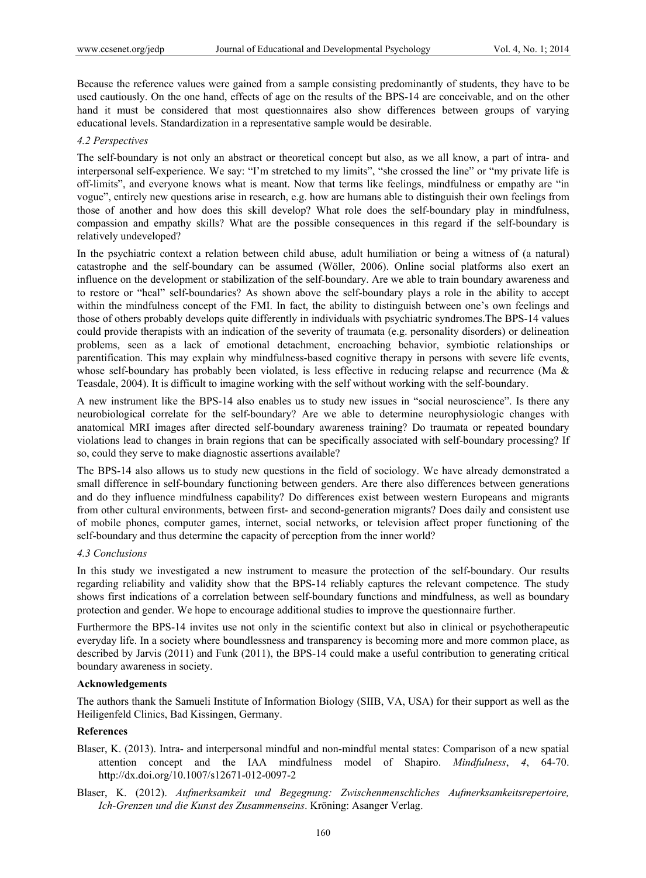Because the reference values were gained from a sample consisting predominantly of students, they have to be used cautiously. On the one hand, effects of age on the results of the BPS-14 are conceivable, and on the other hand it must be considered that most questionnaires also show differences between groups of varying educational levels. Standardization in a representative sample would be desirable.

### *4.2 Perspectives*

The self-boundary is not only an abstract or theoretical concept but also, as we all know, a part of intra- and interpersonal self-experience. We say: "I'm stretched to my limits", "she crossed the line" or "my private life is off-limits", and everyone knows what is meant. Now that terms like feelings, mindfulness or empathy are "in vogue", entirely new questions arise in research, e.g. how are humans able to distinguish their own feelings from those of another and how does this skill develop? What role does the self-boundary play in mindfulness, compassion and empathy skills? What are the possible consequences in this regard if the self-boundary is relatively undeveloped?

In the psychiatric context a relation between child abuse, adult humiliation or being a witness of (a natural) catastrophe and the self-boundary can be assumed (Wöller, 2006). Online social platforms also exert an influence on the development or stabilization of the self-boundary. Are we able to train boundary awareness and to restore or "heal" self-boundaries? As shown above the self-boundary plays a role in the ability to accept within the mindfulness concept of the FMI. In fact, the ability to distinguish between one's own feelings and those of others probably develops quite differently in individuals with psychiatric syndromes.The BPS-14 values could provide therapists with an indication of the severity of traumata (e.g. personality disorders) or delineation problems, seen as a lack of emotional detachment, encroaching behavior, symbiotic relationships or parentification. This may explain why mindfulness-based cognitive therapy in persons with severe life events, whose self-boundary has probably been violated, is less effective in reducing relapse and recurrence (Ma & Teasdale, 2004). It is difficult to imagine working with the self without working with the self-boundary.

A new instrument like the BPS-14 also enables us to study new issues in "social neuroscience". Is there any neurobiological correlate for the self-boundary? Are we able to determine neurophysiologic changes with anatomical MRI images after directed self-boundary awareness training? Do traumata or repeated boundary violations lead to changes in brain regions that can be specifically associated with self-boundary processing? If so, could they serve to make diagnostic assertions available?

The BPS-14 also allows us to study new questions in the field of sociology. We have already demonstrated a small difference in self-boundary functioning between genders. Are there also differences between generations and do they influence mindfulness capability? Do differences exist between western Europeans and migrants from other cultural environments, between first- and second-generation migrants? Does daily and consistent use of mobile phones, computer games, internet, social networks, or television affect proper functioning of the self-boundary and thus determine the capacity of perception from the inner world?

### *4.3 Conclusions*

In this study we investigated a new instrument to measure the protection of the self-boundary. Our results regarding reliability and validity show that the BPS-14 reliably captures the relevant competence. The study shows first indications of a correlation between self-boundary functions and mindfulness, as well as boundary protection and gender. We hope to encourage additional studies to improve the questionnaire further.

Furthermore the BPS-14 invites use not only in the scientific context but also in clinical or psychotherapeutic everyday life. In a society where boundlessness and transparency is becoming more and more common place, as described by Jarvis (2011) and Funk (2011), the BPS-14 could make a useful contribution to generating critical boundary awareness in society.

**Acknowledgements**

The authors thank the Samueli Institute of Information Biology (SIIB, VA, USA) for their support as well as the Heiligenfeld Clinics, Bad Kissingen, Germany.

**References**

Blaser, K. (2013). Intra- and interpersonal mindful and non-mindful mental states: Comparison of a new spatial attention concept and the IAA mindfulness model of Shapiro. *Mindfulness*, *4*, 64-70. http://dx.doi.org/10.1007/s12671-012-0097-2

Blaser, K. (2012). *Aufmerksamkeit und Begegnung: Zwischenmenschliches Aufmerksamkeitsrepertoire, Ich-Grenzen und die Kunst des Zusammenseins*. Kröning: Asanger Verlag.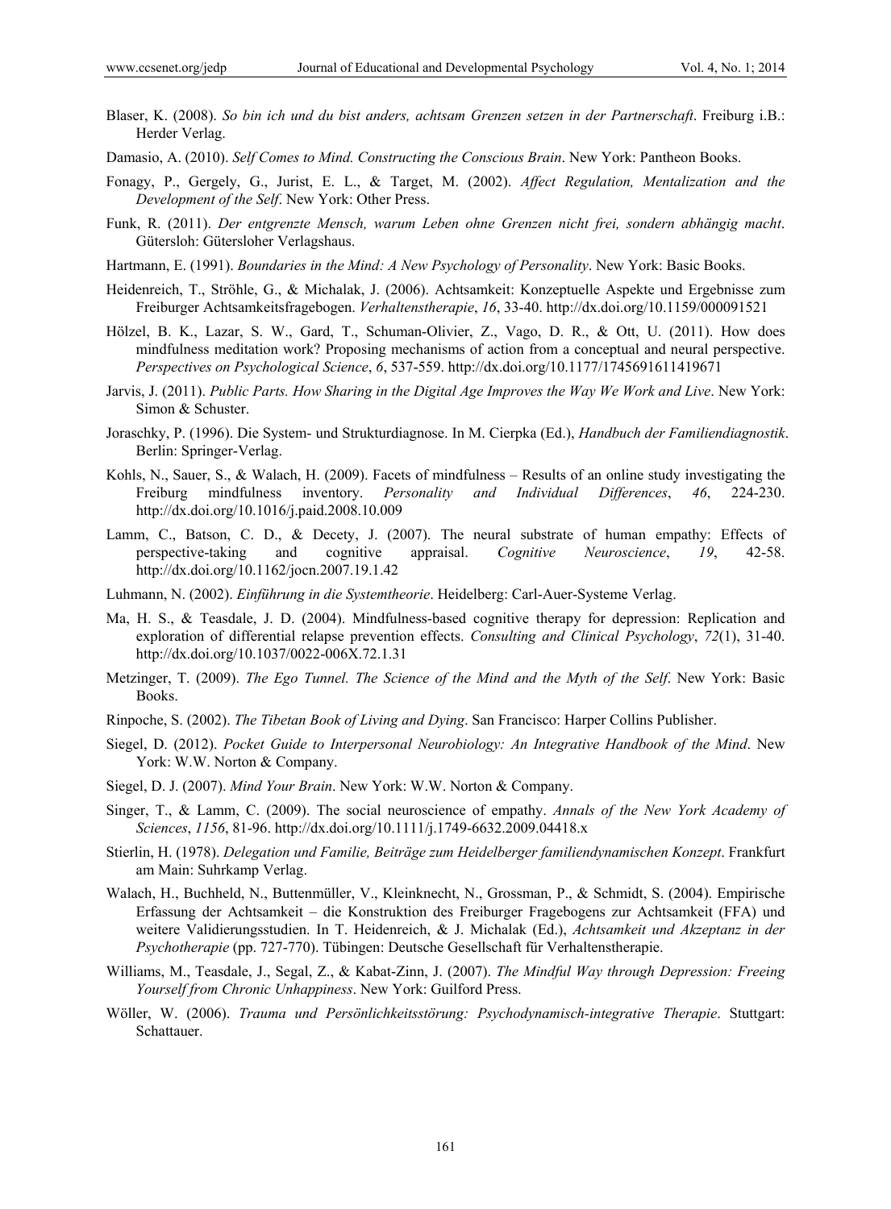Blaser, K. (2008). *So bin ich und du bist anders, achtsam Grenzen setzen in der Partnerschaft*. Freiburg i.B.: Herder Verlag.

Damasio, A. (2010). *Self Comes to Mind. Constructing the Conscious Brain*. New York: Pantheon Books.

Fonagy, P., Gergely, G., Jurist, E. L., & Target, M. (2002). *Affect Regulation, Mentalization and the Development of the Self*. New York: Other Press.

Funk, R. (2011). *Der entgrenzte Mensch, warum Leben ohne Grenzen nicht frei, sondern abhängig macht*. Gütersloh: Gütersloher Verlagshaus.

Hartmann, E. (1991). *Boundaries in the Mind: A New Psychology of Personality*. New York: Basic Books.

Heidenreich, T., Ströhle, G., & Michalak, J. (2006). Achtsamkeit: Konzeptuelle Aspekte und Ergebnisse zum Freiburger Achtsamkeitsfragebogen. *Verhaltenstherapie*, *16*, 33-40. http://dx.doi.org/10.1159/000091521

Hölzel, B. K., Lazar, S. W., Gard, T., Schuman-Olivier, Z., Vago, D. R., & Ott, U. (2011). How does mindfulness meditation work? Proposing mechanisms of action from a conceptual and neural perspective. *Perspectives on Psychological Science*, *6*, 537-559. http://dx.doi.org/10.1177/1745691611419671

Jarvis, J. (2011). *Public Parts. How Sharing in the Digital Age Improves the Way We Work and Live*. New York: Simon & Schuster.

Joraschky, P. (1996). Die System- und Strukturdiagnose. In M. Cierpka (Ed.), *Handbuch der Familiendiagnostik*. Berlin: Springer-Verlag.

Kohls, N., Sauer, S., & Walach, H. (2009). Facets of mindfulness – Results of an online study investigating the Freiburg mindfulness inventory. *Personality and Individual Differences*, *46*, 224-230. http://dx.doi.org/10.1016/j.paid.2008.10.009

Lamm, C., Batson, C. D., & Decety, J. (2007). The neural substrate of human empathy: Effects of perspective-taking and cognitive appraisal. *Cognitive Neuroscience*, *19*, 42-58. http://dx.doi.org/10.1162/jocn.2007.19.1.42

Luhmann, N. (2002). *Einführung in die Systemtheorie*. Heidelberg: Carl-Auer-Systeme Verlag.

Ma, H. S., & Teasdale, J. D. (2004). Mindfulness-based cognitive therapy for depression: Replication and exploration of differential relapse prevention effects. *Consulting and Clinical Psychology*, *72*(1), 31-40. http://dx.doi.org/10.1037/0022-006X.72.1.31

Metzinger, T. (2009). *The Ego Tunnel. The Science of the Mind and the Myth of the Self*. New York: Basic Books.

Rinpoche, S. (2002). *The Tibetan Book of Living and Dying*. San Francisco: Harper Collins Publisher.

Siegel, D. (2012). *Pocket Guide to Interpersonal Neurobiology: An Integrative Handbook of the Mind*. New York: W.W. Norton & Company.

Siegel, D. J. (2007). *Mind Your Brain*. New York: W.W. Norton & Company.

Singer, T., & Lamm, C. (2009). The social neuroscience of empathy. *Annals of the New York Academy of Sciences*, *1156*, 81-96. http://dx.doi.org/10.1111/j.1749-6632.2009.04418.x

Stierlin, H. (1978). *Delegation und Familie, Beiträge zum Heidelberger familiendynamischen Konzept*. Frankfurt am Main: Suhrkamp Verlag.

Walach, H., Buchheld, N., Buttenmüller, V., Kleinknecht, N., Grossman, P., & Schmidt, S. (2004). Empirische Erfassung der Achtsamkeit – die Konstruktion des Freiburger Fragebogens zur Achtsamkeit (FFA) und weitere Validierungsstudien. In T. Heidenreich, & J. Michalak (Ed.), *Achtsamkeit und Akzeptanz in der Psychotherapie* (pp. 727-770). Tübingen: Deutsche Gesellschaft für Verhaltenstherapie.

Williams, M., Teasdale, J., Segal, Z., & Kabat-Zinn, J. (2007). *The Mindful Way through Depression: Freeing Yourself from Chronic Unhappiness*. New York: Guilford Press.

Wöller, W. (2006). *Trauma und Persönlichkeitsstörung: Psychodynamisch-integrative Therapie*. Stuttgart: Schattauer.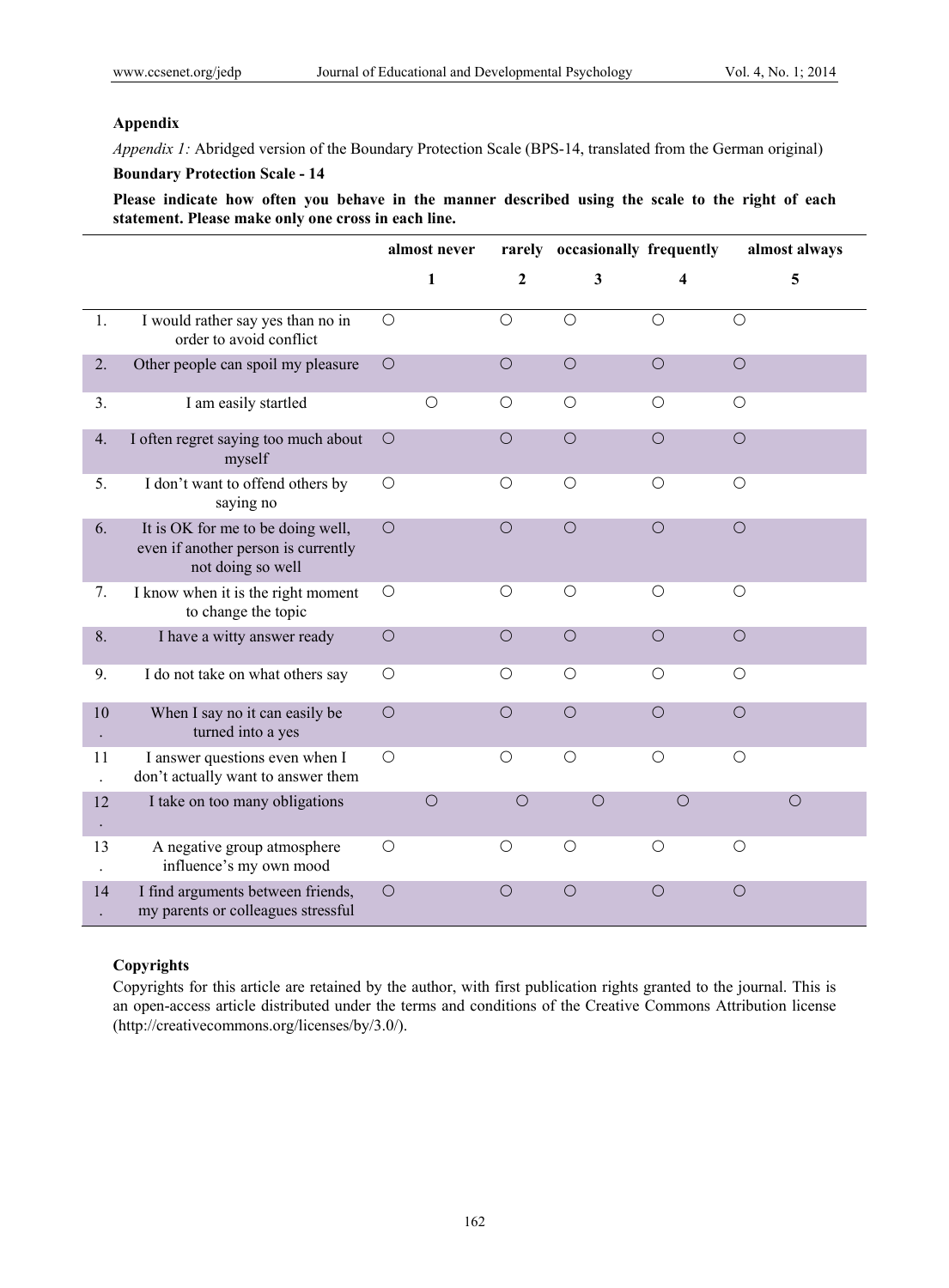## Appendix

*Appendix 1:* Abridged version of the Boundary Protection Scale (BPS-14, translated from the German original)

**Boundary Protection Scale - 14**

**Please indicate how often you behave in the manner described using the scale to the right of each statement. Please make only one cross in each line.**

| | | almost never | rarely | occasionally | frequently | almost always |
|---|---|---|---|---|---|---|
| | | 1 | 2 | 3 | 4 | 5 |
| 1. | I would rather say yes than no in order to avoid conflict | ○ | ○ | ○ | ○ | ○ |
| 2. | Other people can spoil my pleasure | ○ | ○ | ○ | ○ | ○ |
| 3. | I am easily startled | ○ | ○ | ○ | ○ | ○ |
| 4. | I often regret saying too much about myself | ○ | ○ | ○ | ○ | ○ |
| 5. | I don't want to offend others by saying no | ○ | ○ | ○ | ○ | ○ |
| 6. | It is OK for me to be doing well, even if another person is currently not doing so well | ○ | ○ | ○ | ○ | ○ |
| 7. | I know when it is the right moment to change the topic | ○ | ○ | ○ | ○ | ○ |
| 8. | I have a witty answer ready | ○ | ○ | ○ | ○ | ○ |
| 9. | I do not take on what others say | ○ | ○ | ○ | ○ | ○ |
| 10. | When I say no it can easily be turned into a yes | ○ | ○ | ○ | ○ | ○ |
| 11. | I answer questions even when I don't actually want to answer them | ○ | ○ | ○ | ○ | ○ |
| 12. | I take on too many obligations | ○ | ○ | ○ | ○ | ○ |
| 13. | A negative group atmosphere influence's my own mood | ○ | ○ | ○ | ○ | ○ |
| 14. | I find arguments between friends, my parents or colleagues stressful | ○ | ○ | ○ | ○ | ○ |

### Copyrights

Copyrights for this article are retained by the author, with first publication rights granted to the journal. This is an open-access article distributed under the terms and conditions of the Creative Commons Attribution license (http://creativecommons.org/licenses/by/3.0/).